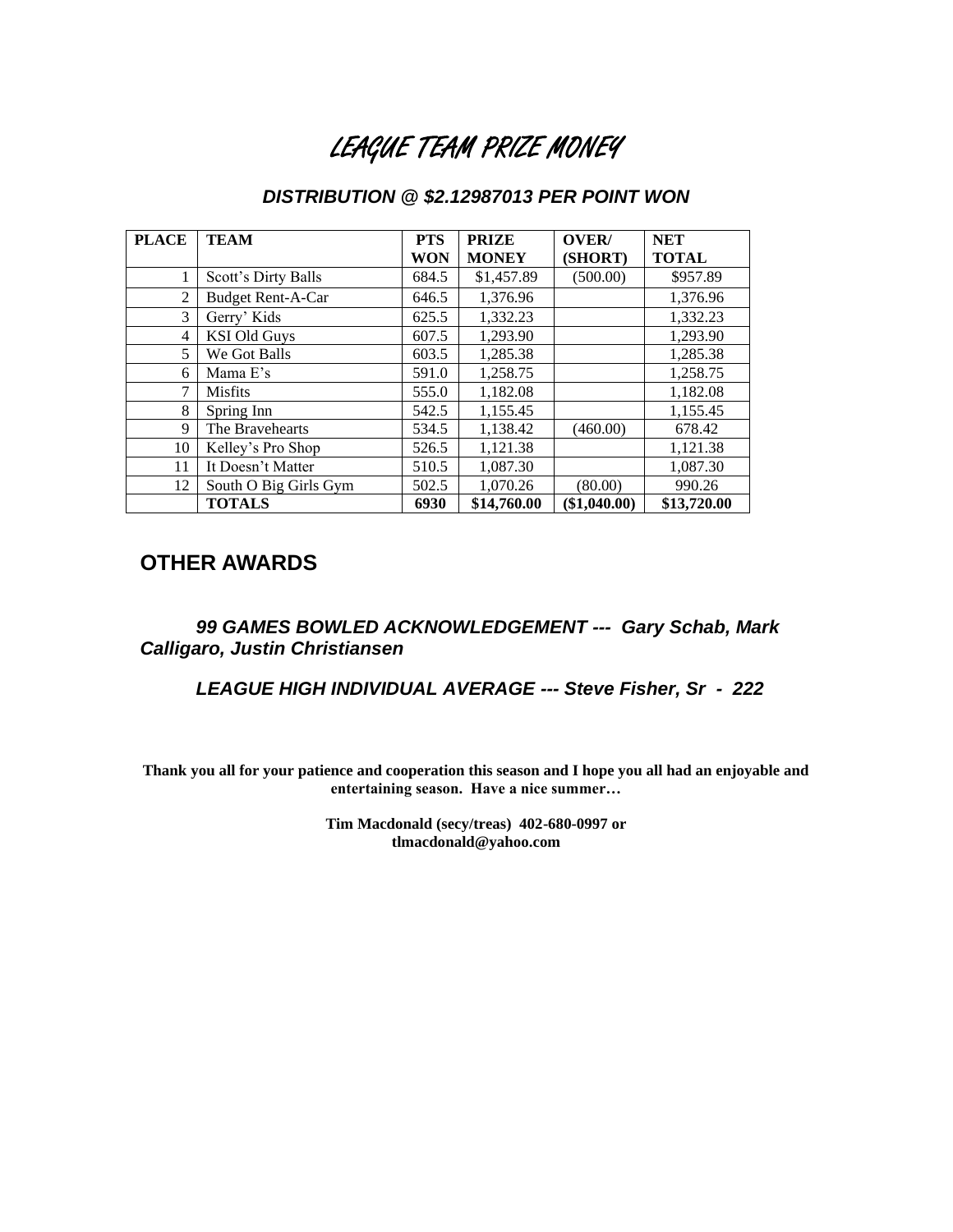# LEAGUE TEAM PRIZE MONEY

***DISTRIBUTION @ $2.12987013 PER POINT WON***

| PLACE | TEAM | PTS WON | PRIZE MONEY | OVER/ (SHORT) | NET TOTAL |
|---|---|---|---|---|---|
| 1 | Scott's Dirty Balls | 684.5 | $1,457.89 | (500.00) | $957.89 |
| 2 | Budget Rent-A-Car | 646.5 | 1,376.96 | | 1,376.96 |
| 3 | Gerry' Kids | 625.5 | 1,332.23 | | 1,332.23 |
| 4 | KSI Old Guys | 607.5 | 1,293.90 | | 1,293.90 |
| 5 | We Got Balls | 603.5 | 1,285.38 | | 1,285.38 |
| 6 | Mama E's | 591.0 | 1,258.75 | | 1,258.75 |
| 7 | Misfits | 555.0 | 1,182.08 | | 1,182.08 |
| 8 | Spring Inn | 542.5 | 1,155.45 | | 1,155.45 |
| 9 | The Bravehearts | 534.5 | 1,138.42 | (460.00) | 678.42 |
| 10 | Kelley's Pro Shop | 526.5 | 1,121.38 | | 1,121.38 |
| 11 | It Doesn't Matter | 510.5 | 1,087.30 | | 1,087.30 |
| 12 | South O Big Girls Gym | 502.5 | 1,070.26 | (80.00) | 990.26 |
| | **TOTALS** | **6930** | **$14,760.00** | **($1,040.00)** | **$13,720.00** |

## OTHER AWARDS

***99 GAMES BOWLED ACKNOWLEDGEMENT --- Gary Schab, Mark Calligaro, Justin Christiansen***

***LEAGUE HIGH INDIVIDUAL AVERAGE --- Steve Fisher, Sr - 222***

**Thank you all for your patience and cooperation this season and I hope you all had an enjoyable and entertaining season. Have a nice summer…**

**Tim Macdonald (secy/treas) 402-680-0997 or tlmacdonald@yahoo.com**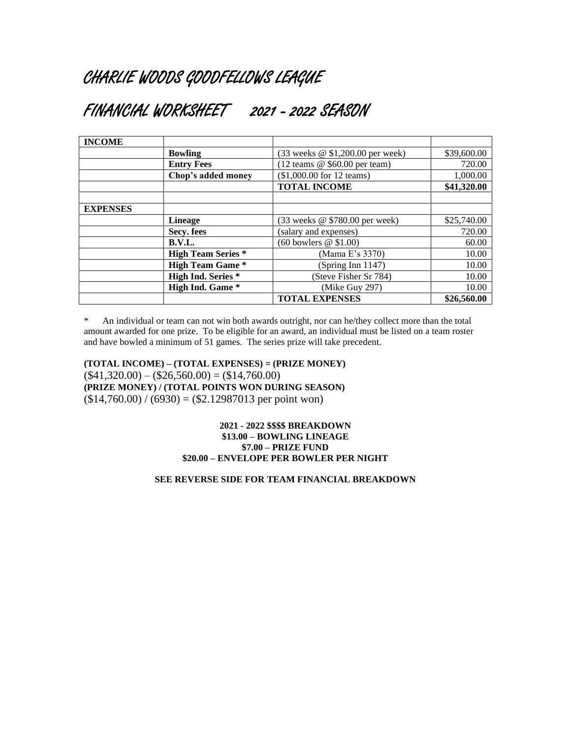# CHARLIE WOODS GOODFELLOWS LEAGUE

# FINANCIAL WORKSHEET 2021 - 2022 SEASON

| | | | |
|---|---|---|---|
| **INCOME** | | | |
| | **Bowling** | (33 weeks @ $1,200.00 per week) | $39,600.00 |
| | **Entry Fees** | (12 teams @ $60.00 per team) | 720.00 |
| | **Chop's added money** | ($1,000.00 for 12 teams) | 1,000.00 |
| | | **TOTAL INCOME** | **$41,320.00** |
| | | | |
| **EXPENSES** | | | |
| | **Lineage** | (33 weeks @ $780.00 per week) | $25,740.00 |
| | **Secy. fees** | (salary and expenses) | 720.00 |
| | **B.V.L.** | (60 bowlers @ $1.00) | 60.00 |
| | **High Team Series *** | (Mama E's 3370) | 10.00 |
| | **High Team Game *** | (Spring Inn 1147) | 10.00 |
| | **High Ind. Series *** | (Steve Fisher Sr 784) | 10.00 |
| | **High Ind. Game *** | (Mike Guy 297) | 10.00 |
| | | **TOTAL EXPENSES** | **$26,560.00** |

* An individual or team can not win both awards outright, nor can he/they collect more than the total amount awarded for one prize. To be eligible for an award, an individual must be listed on a team roster and have bowled a minimum of 51 games. The series prize will take precedent.

**(TOTAL INCOME) – (TOTAL EXPENSES) = (PRIZE MONEY)**
($41,320.00) – ($26,560.00) = ($14,760.00)
**(PRIZE MONEY) / (TOTAL POINTS WON DURING SEASON)**
($14,760.00) / (6930) = ($2.12987013 per point won)

**2021 - 2022 $$$$ BREAKDOWN**
**$13.00 – BOWLING LINEAGE**
**$7.00 – PRIZE FUND**
**$20.00 – ENVELOPE PER BOWLER PER NIGHT**

**SEE REVERSE SIDE FOR TEAM FINANCIAL BREAKDOWN**